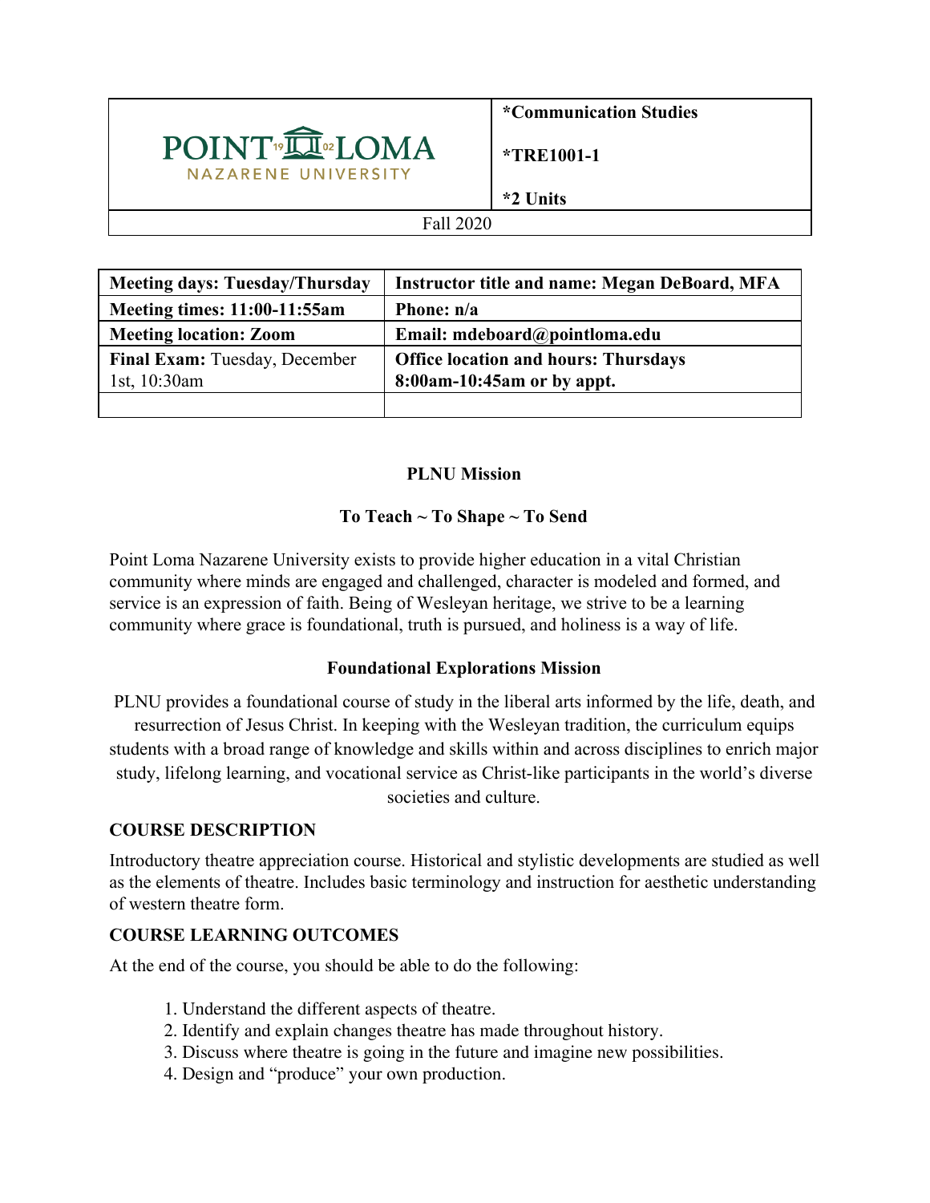| POINT LOMA NAZARENE UNIVERSITY | *Communication Studies<br><br>*TRE1001-1<br><br>*2 Units |
|---|---|
| Fall 2020 | |

| **Meeting days: Tuesday/Thursday** | **Instructor title and name: Megan DeBoard, MFA** |
|---|---|
| **Meeting times: 11:00-11:55am** | **Phone: n/a** |
| **Meeting location: Zoom** | **Email: mdeboard@pointloma.edu** |
| **Final Exam:** Tuesday, December 1st, 10:30am | **Office location and hours: Thursdays 8:00am-10:45am or by appt.** |
| | |

**PLNU Mission**

**To Teach ~ To Shape ~ To Send**

Point Loma Nazarene University exists to provide higher education in a vital Christian community where minds are engaged and challenged, character is modeled and formed, and service is an expression of faith. Being of Wesleyan heritage, we strive to be a learning community where grace is foundational, truth is pursued, and holiness is a way of life.

**Foundational Explorations Mission**

PLNU provides a foundational course of study in the liberal arts informed by the life, death, and resurrection of Jesus Christ. In keeping with the Wesleyan tradition, the curriculum equips students with a broad range of knowledge and skills within and across disciplines to enrich major study, lifelong learning, and vocational service as Christ-like participants in the world's diverse societies and culture.

## COURSE DESCRIPTION

Introductory theatre appreciation course. Historical and stylistic developments are studied as well as the elements of theatre. Includes basic terminology and instruction for aesthetic understanding of western theatre form.

## COURSE LEARNING OUTCOMES

At the end of the course, you should be able to do the following:

1. Understand the different aspects of theatre.
2. Identify and explain changes theatre has made throughout history.
3. Discuss where theatre is going in the future and imagine new possibilities.
4. Design and "produce" your own production.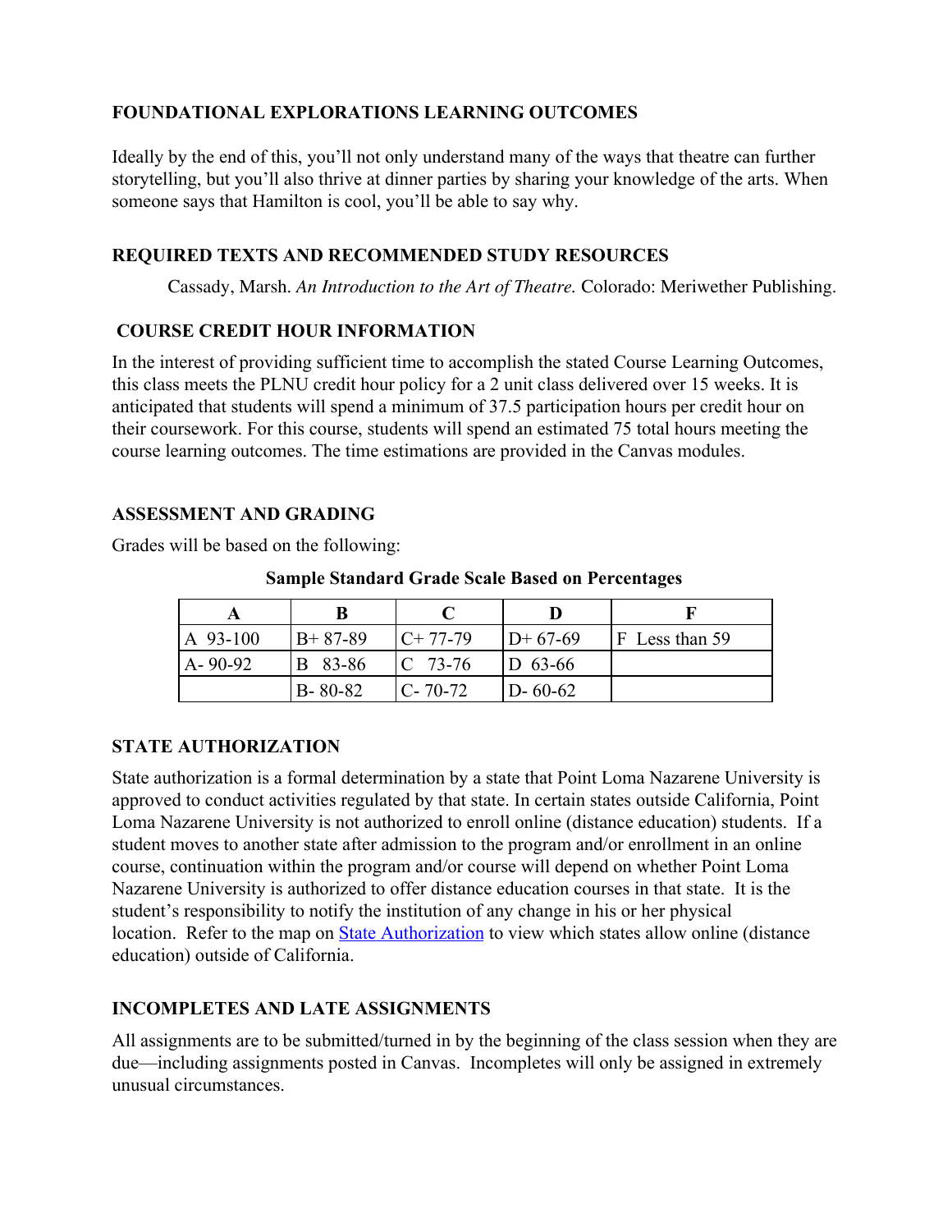## FOUNDATIONAL EXPLORATIONS LEARNING OUTCOMES

Ideally by the end of this, you'll not only understand many of the ways that theatre can further storytelling, but you'll also thrive at dinner parties by sharing your knowledge of the arts. When someone says that Hamilton is cool, you'll be able to say why.

## REQUIRED TEXTS AND RECOMMENDED STUDY RESOURCES

Cassady, Marsh. *An Introduction to the Art of Theatre.* Colorado: Meriwether Publishing.

## COURSE CREDIT HOUR INFORMATION

In the interest of providing sufficient time to accomplish the stated Course Learning Outcomes, this class meets the PLNU credit hour policy for a 2 unit class delivered over 15 weeks. It is anticipated that students will spend a minimum of 37.5 participation hours per credit hour on their coursework. For this course, students will spend an estimated 75 total hours meeting the course learning outcomes. The time estimations are provided in the Canvas modules.

## ASSESSMENT AND GRADING

Grades will be based on the following:

**Sample Standard Grade Scale Based on Percentages**

| A | B | C | D | F |
|---|---|---|---|---|
| A 93-100 | B+ 87-89 | C+ 77-79 | D+ 67-69 | F Less than 59 |
| A- 90-92 | B 83-86 | C 73-76 | D 63-66 | |
| | B- 80-82 | C- 70-72 | D- 60-62 | |

## STATE AUTHORIZATION

State authorization is a formal determination by a state that Point Loma Nazarene University is approved to conduct activities regulated by that state. In certain states outside California, Point Loma Nazarene University is not authorized to enroll online (distance education) students. If a student moves to another state after admission to the program and/or enrollment in an online course, continuation within the program and/or course will depend on whether Point Loma Nazarene University is authorized to offer distance education courses in that state. It is the student's responsibility to notify the institution of any change in his or her physical location. Refer to the map on State Authorization to view which states allow online (distance education) outside of California.

## INCOMPLETES AND LATE ASSIGNMENTS

All assignments are to be submitted/turned in by the beginning of the class session when they are due—including assignments posted in Canvas. Incompletes will only be assigned in extremely unusual circumstances.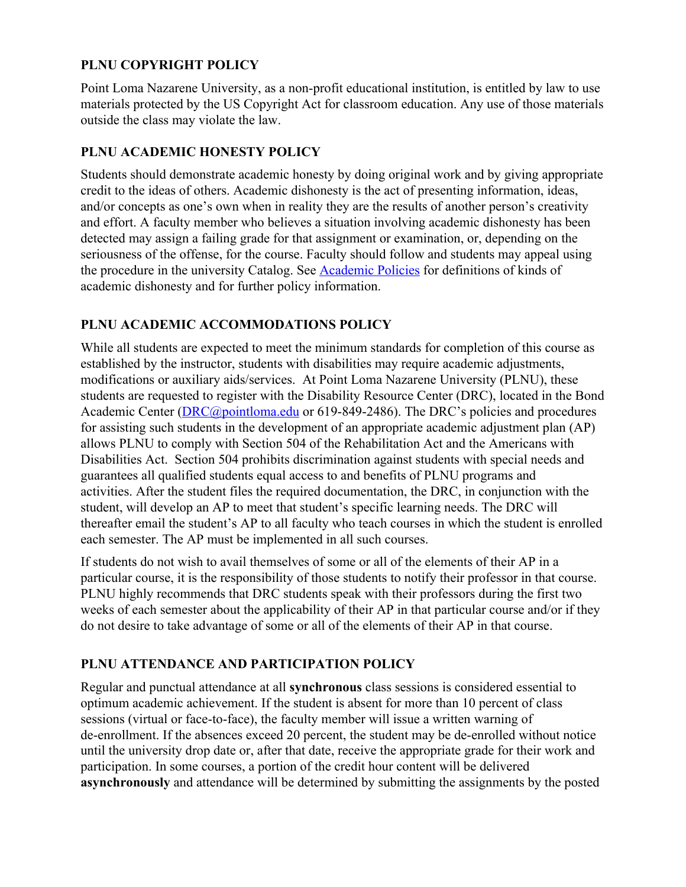## PLNU COPYRIGHT POLICY

Point Loma Nazarene University, as a non-profit educational institution, is entitled by law to use materials protected by the US Copyright Act for classroom education. Any use of those materials outside the class may violate the law.

## PLNU ACADEMIC HONESTY POLICY

Students should demonstrate academic honesty by doing original work and by giving appropriate credit to the ideas of others. Academic dishonesty is the act of presenting information, ideas, and/or concepts as one's own when in reality they are the results of another person's creativity and effort. A faculty member who believes a situation involving academic dishonesty has been detected may assign a failing grade for that assignment or examination, or, depending on the seriousness of the offense, for the course. Faculty should follow and students may appeal using the procedure in the university Catalog. See [Academic Policies] for definitions of kinds of academic dishonesty and for further policy information.

## PLNU ACADEMIC ACCOMMODATIONS POLICY

While all students are expected to meet the minimum standards for completion of this course as established by the instructor, students with disabilities may require academic adjustments, modifications or auxiliary aids/services. At Point Loma Nazarene University (PLNU), these students are requested to register with the Disability Resource Center (DRC), located in the Bond Academic Center (DRC@pointloma.edu or 619-849-2486). The DRC's policies and procedures for assisting such students in the development of an appropriate academic adjustment plan (AP) allows PLNU to comply with Section 504 of the Rehabilitation Act and the Americans with Disabilities Act. Section 504 prohibits discrimination against students with special needs and guarantees all qualified students equal access to and benefits of PLNU programs and activities. After the student files the required documentation, the DRC, in conjunction with the student, will develop an AP to meet that student's specific learning needs. The DRC will thereafter email the student's AP to all faculty who teach courses in which the student is enrolled each semester. The AP must be implemented in all such courses.

If students do not wish to avail themselves of some or all of the elements of their AP in a particular course, it is the responsibility of those students to notify their professor in that course. PLNU highly recommends that DRC students speak with their professors during the first two weeks of each semester about the applicability of their AP in that particular course and/or if they do not desire to take advantage of some or all of the elements of their AP in that course.

## PLNU ATTENDANCE AND PARTICIPATION POLICY

Regular and punctual attendance at all **synchronous** class sessions is considered essential to optimum academic achievement. If the student is absent for more than 10 percent of class sessions (virtual or face-to-face), the faculty member will issue a written warning of de-enrollment. If the absences exceed 20 percent, the student may be de-enrolled without notice until the university drop date or, after that date, receive the appropriate grade for their work and participation. In some courses, a portion of the credit hour content will be delivered **asynchronously** and attendance will be determined by submitting the assignments by the posted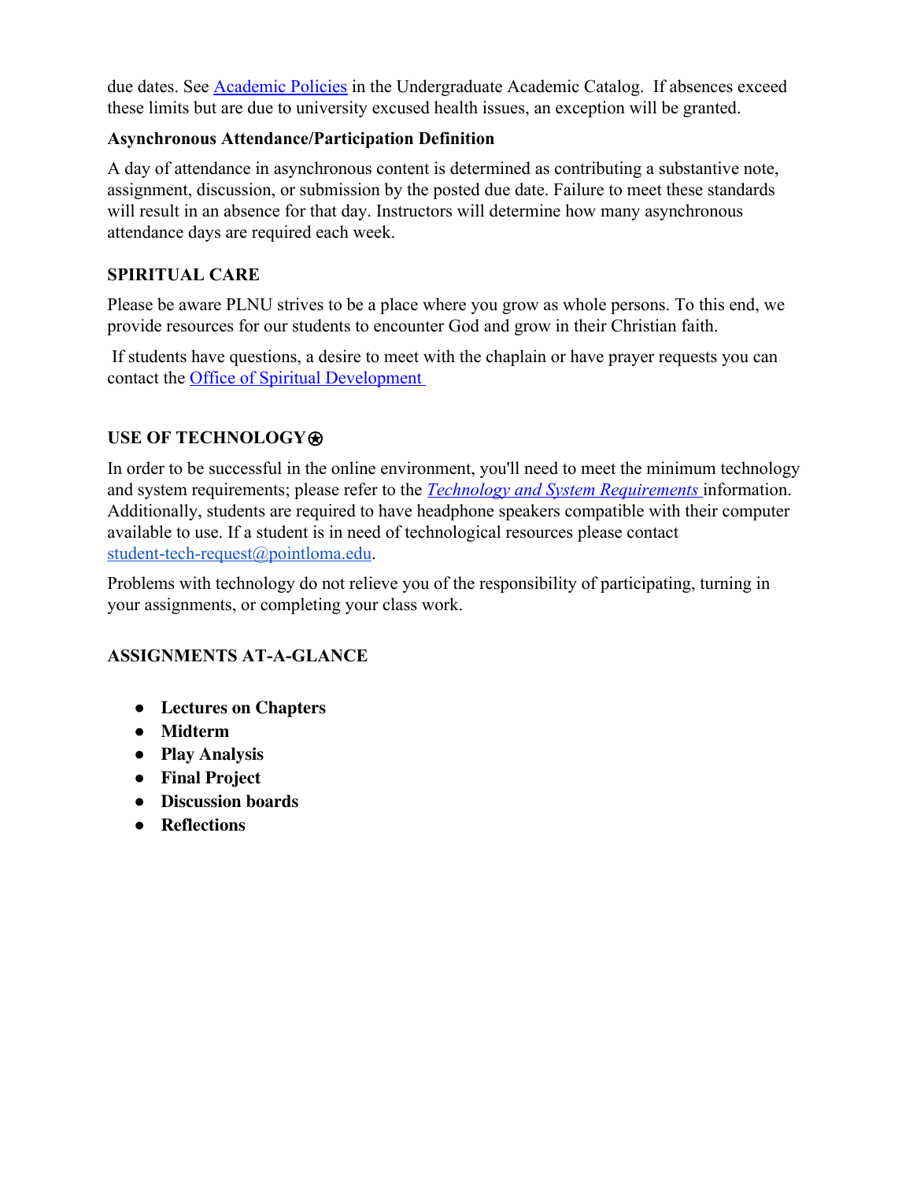due dates. See Academic Policies in the Undergraduate Academic Catalog. If absences exceed these limits but are due to university excused health issues, an exception will be granted.

**Asynchronous Attendance/Participation Definition**

A day of attendance in asynchronous content is determined as contributing a substantive note, assignment, discussion, or submission by the posted due date. Failure to meet these standards will result in an absence for that day. Instructors will determine how many asynchronous attendance days are required each week.

## SPIRITUAL CARE

Please be aware PLNU strives to be a place where you grow as whole persons. To this end, we provide resources for our students to encounter God and grow in their Christian faith.

If students have questions, a desire to meet with the chaplain or have prayer requests you can contact the Office of Spiritual Development

## USE OF TECHNOLOGY⍟

In order to be successful in the online environment, you'll need to meet the minimum technology and system requirements; please refer to the *Technology and System Requirements* information. Additionally, students are required to have headphone speakers compatible with their computer available to use. If a student is in need of technological resources please contact student-tech-request@pointloma.edu.

Problems with technology do not relieve you of the responsibility of participating, turning in your assignments, or completing your class work.

## ASSIGNMENTS AT-A-GLANCE

- **Lectures on Chapters**
- **Midterm**
- **Play Analysis**
- **Final Project**
- **Discussion boards**
- **Reflections**